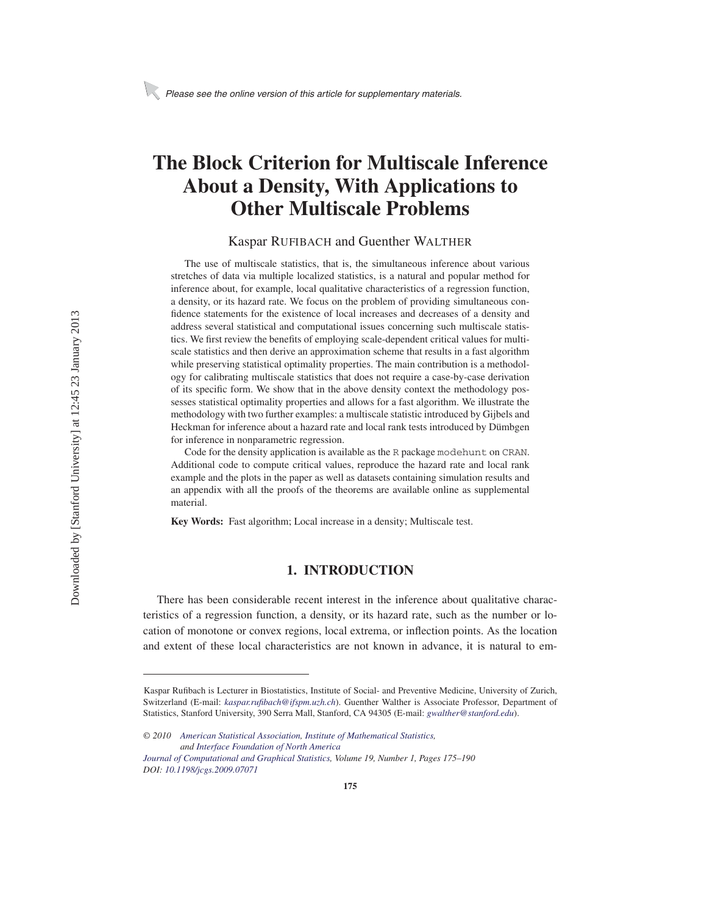Please see the online version of this article for supplementary materials.

# The Block Criterion for Multiscale Inference About a Density, With Applications to Other Multiscale Problems

Kaspar RUFIBACH and Guenther WALTHER

The use of multiscale statistics, that is, the simultaneous inference about various stretches of data via multiple localized statistics, is a natural and popular method for inference about, for example, local qualitative characteristics of a regression function, a density, or its hazard rate. We focus on the problem of providing simultaneous confidence statements for the existence of local increases and decreases of a density and address several statistical and computational issues concerning such multiscale statistics. We first review the benefits of employing scale-dependent critical values for multiscale statistics and then derive an approximation scheme that results in a fast algorithm while preserving statistical optimality properties. The main contribution is a methodology for calibrating multiscale statistics that does not require a case-by-case derivation of its specific form. We show that in the above density context the methodology possesses statistical optimality properties and allows for a fast algorithm. We illustrate the methodology with two further examples: a multiscale statistic introduced by Gijbels and Heckman for inference about a hazard rate and local rank tests introduced by Dümbgen for inference in nonparametric regression.

Code for the density application is available as the R package modehunt on CRAN. Additional code to compute critical values, reproduce the hazard rate and local rank example and the plots in the paper as well as datasets containing simulation results and an appendix with all the proofs of the theorems are available online as supplemental material.

**Key Words:** Fast algorithm; Local increase in a density; Multiscale test.

## 1. INTRODUCTION

There has been considerable recent interest in the inference about qualitative characteristics of a regression function, a density, or its hazard rate, such as the number or location of monotone or convex regions, local extrema, or inflection points. As the location and extent of these local characteristics are not known in advance, it is natural to em-

---

Kaspar Rufibach is Lecturer in Biostatistics, Institute of Social- and Preventive Medicine, University of Zurich, Switzerland (E-mail: *kaspar.rufibach@ifspm.uzh.ch*). Guenther Walther is Associate Professor, Department of Statistics, Stanford University, 390 Serra Mall, Stanford, CA 94305 (E-mail: *gwalther@stanford.edu*).

© 2010 *American Statistical Association, Institute of Mathematical Statistics, and Interface Foundation of North America*
*Journal of Computational and Graphical Statistics, Volume 19, Number 1, Pages 175–190*
*DOI: 10.1198/jcgs.2009.07071*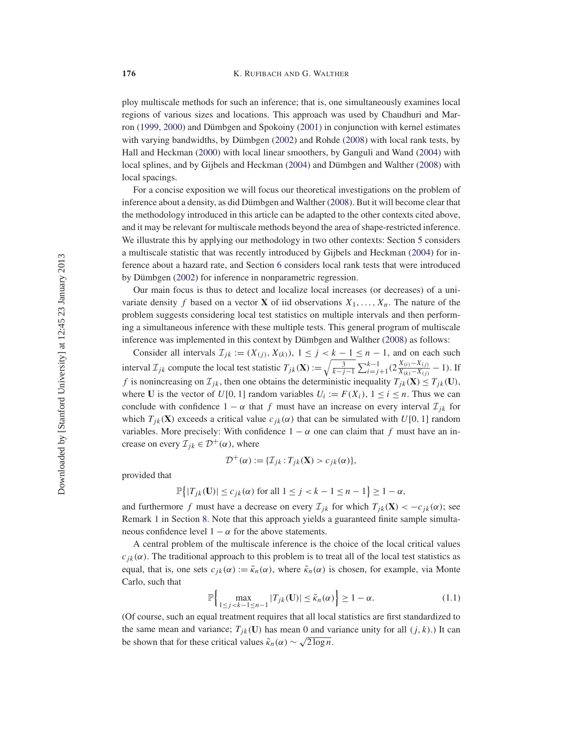ploy multiscale methods for such an inference; that is, one simultaneously examines local regions of various sizes and locations. This approach was used by Chaudhuri and Marron (1999, 2000) and Dümbgen and Spokoiny (2001) in conjunction with kernel estimates with varying bandwidths, by Dümbgen (2002) and Rohde (2008) with local rank tests, by Hall and Heckman (2000) with local linear smoothers, by Ganguli and Wand (2004) with local splines, and by Gijbels and Heckman (2004) and Dümbgen and Walther (2008) with local spacings.

For a concise exposition we will focus our theoretical investigations on the problem of inference about a density, as did Dümbgen and Walther (2008). But it will become clear that the methodology introduced in this article can be adapted to the other contexts cited above, and it may be relevant for multiscale methods beyond the area of shape-restricted inference. We illustrate this by applying our methodology in two other contexts: Section 5 considers a multiscale statistic that was recently introduced by Gijbels and Heckman (2004) for inference about a hazard rate, and Section 6 considers local rank tests that were introduced by Dümbgen (2002) for inference in nonparametric regression.

Our main focus is thus to detect and localize local increases (or decreases) of a univariate density $f$ based on a vector $\mathbf{X}$ of iid observations $X_1, \ldots, X_n$. The nature of the problem suggests considering local test statistics on multiple intervals and then performing a simultaneous inference with these multiple tests. This general program of multiscale inference was implemented in this context by Dümbgen and Walther (2008) as follows:

Consider all intervals $\mathcal{I}_{jk} := (X_{(j)}, X_{(k)})$, $1 \le j < k - 1 \le n - 1$, and on each such interval $\mathcal{I}_{jk}$ compute the local test statistic $T_{jk}(\mathbf{X}) := \sqrt{\frac{3}{k-j-1}} \sum_{i=j+1}^{k-1} (2 \frac{X_{(i)} - X_{(j)}}{X_{(k)} - X_{(j)}} - 1)$. If $f$ is nonincreasing on $\mathcal{I}_{jk}$, then one obtains the deterministic inequality $T_{jk}(\mathbf{X}) \le T_{jk}(\mathbf{U})$, where $\mathbf{U}$ is the vector of $U[0,1]$ random variables $U_i := F(X_i)$, $1 \le i \le n$. Thus we can conclude with confidence $1 - \alpha$ that $f$ must have an increase on every interval $\mathcal{I}_{jk}$ for which $T_{jk}(\mathbf{X})$ exceeds a critical value $c_{jk}(\alpha)$ that can be simulated with $U[0,1]$ random variables. More precisely: With confidence $1 - \alpha$ one can claim that $f$ must have an increase on every $\mathcal{I}_{jk} \in \mathcal{D}^+(\alpha)$, where

$$\mathcal{D}^+(\alpha) := \{\mathcal{I}_{jk} : T_{jk}(\mathbf{X}) > c_{jk}(\alpha)\},$$

provided that

$$\mathbb{P}\big\{|T_{jk}(\mathbf{U})| \le c_{jk}(\alpha) \text{ for all } 1 \le j < k - 1 \le n - 1\big\} \ge 1 - \alpha,$$

and furthermore $f$ must have a decrease on every $\mathcal{I}_{jk}$ for which $T_{jk}(\mathbf{X}) < -c_{jk}(\alpha)$; see Remark 1 in Section 8. Note that this approach yields a guaranteed finite sample simultaneous confidence level $1 - \alpha$ for the above statements.

A central problem of the multiscale inference is the choice of the local critical values $c_{jk}(\alpha)$. The traditional approach to this problem is to treat all of the local test statistics as equal, that is, one sets $c_{jk}(\alpha) := \tilde{\kappa}_n(\alpha)$, where $\tilde{\kappa}_n(\alpha)$ is chosen, for example, via Monte Carlo, such that

$$\mathbb{P}\Big\{\max_{1 \le j < k-1 \le n-1} |T_{jk}(\mathbf{U})| \le \tilde{\kappa}_n(\alpha)\Big\} \ge 1 - \alpha. \tag{1.1}$$

(Of course, such an equal treatment requires that all local statistics are first standardized to the same mean and variance; $T_{jk}(\mathbf{U})$ has mean 0 and variance unity for all $(j,k)$.) It can be shown that for these critical values $\tilde{\kappa}_n(\alpha) \sim \sqrt{2 \log n}$.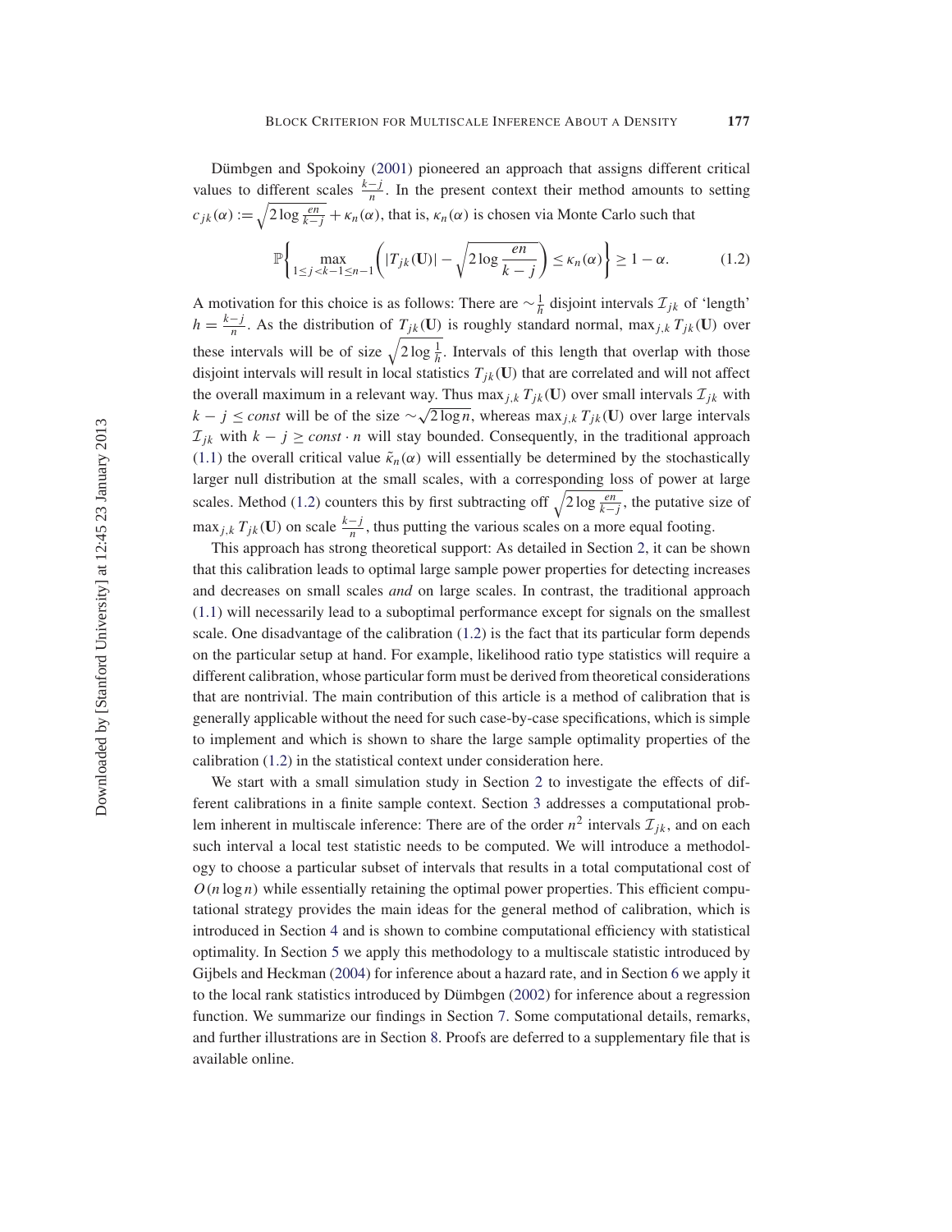Dümbgen and Spokoiny (2001) pioneered an approach that assigns different critical values to different scales $\frac{k-j}{n}$. In the present context their method amounts to setting $c_{jk}(\alpha) := \sqrt{2\log\frac{en}{k-j}} + \kappa_n(\alpha)$, that is, $\kappa_n(\alpha)$ is chosen via Monte Carlo such that

$$\mathbb{P}\left\{\max_{1\le j<k-1\le n-1}\left(|T_{jk}(\mathbf{U})| - \sqrt{2\log\frac{en}{k-j}}\right) \le \kappa_n(\alpha)\right\} \ge 1-\alpha. \tag{1.2}$$

A motivation for this choice is as follows: There are $\sim\frac{1}{h}$ disjoint intervals $\mathcal{I}_{jk}$ of 'length' $h = \frac{k-j}{n}$. As the distribution of $T_{jk}(\mathbf{U})$ is roughly standard normal, $\max_{j,k} T_{jk}(\mathbf{U})$ over these intervals will be of size $\sqrt{2\log\frac{1}{h}}$. Intervals of this length that overlap with those disjoint intervals will result in local statistics $T_{jk}(\mathbf{U})$ that are correlated and will not affect the overall maximum in a relevant way. Thus $\max_{j,k} T_{jk}(\mathbf{U})$ over small intervals $\mathcal{I}_{jk}$ with $k-j \le const$ will be of the size $\sim\sqrt{2\log n}$, whereas $\max_{j,k} T_{jk}(\mathbf{U})$ over large intervals $\mathcal{I}_{jk}$ with $k-j \ge const \cdot n$ will stay bounded. Consequently, in the traditional approach (1.1) the overall critical value $\tilde{\kappa}_n(\alpha)$ will essentially be determined by the stochastically larger null distribution at the small scales, with a corresponding loss of power at large scales. Method (1.2) counters this by first subtracting off $\sqrt{2\log\frac{en}{k-j}}$, the putative size of $\max_{j,k} T_{jk}(\mathbf{U})$ on scale $\frac{k-j}{n}$, thus putting the various scales on a more equal footing.

This approach has strong theoretical support: As detailed in Section 2, it can be shown that this calibration leads to optimal large sample power properties for detecting increases and decreases on small scales *and* on large scales. In contrast, the traditional approach (1.1) will necessarily lead to a suboptimal performance except for signals on the smallest scale. One disadvantage of the calibration (1.2) is the fact that its particular form depends on the particular setup at hand. For example, likelihood ratio type statistics will require a different calibration, whose particular form must be derived from theoretical considerations that are nontrivial. The main contribution of this article is a method of calibration that is generally applicable without the need for such case-by-case specifications, which is simple to implement and which is shown to share the large sample optimality properties of the calibration (1.2) in the statistical context under consideration here.

We start with a small simulation study in Section 2 to investigate the effects of different calibrations in a finite sample context. Section 3 addresses a computational problem inherent in multiscale inference: There are of the order $n^2$ intervals $\mathcal{I}_{jk}$, and on each such interval a local test statistic needs to be computed. We will introduce a methodology to choose a particular subset of intervals that results in a total computational cost of $O(n\log n)$ while essentially retaining the optimal power properties. This efficient computational strategy provides the main ideas for the general method of calibration, which is introduced in Section 4 and is shown to combine computational efficiency with statistical optimality. In Section 5 we apply this methodology to a multiscale statistic introduced by Gijbels and Heckman (2004) for inference about a hazard rate, and in Section 6 we apply it to the local rank statistics introduced by Dümbgen (2002) for inference about a regression function. We summarize our findings in Section 7. Some computational details, remarks, and further illustrations are in Section 8. Proofs are deferred to a supplementary file that is available online.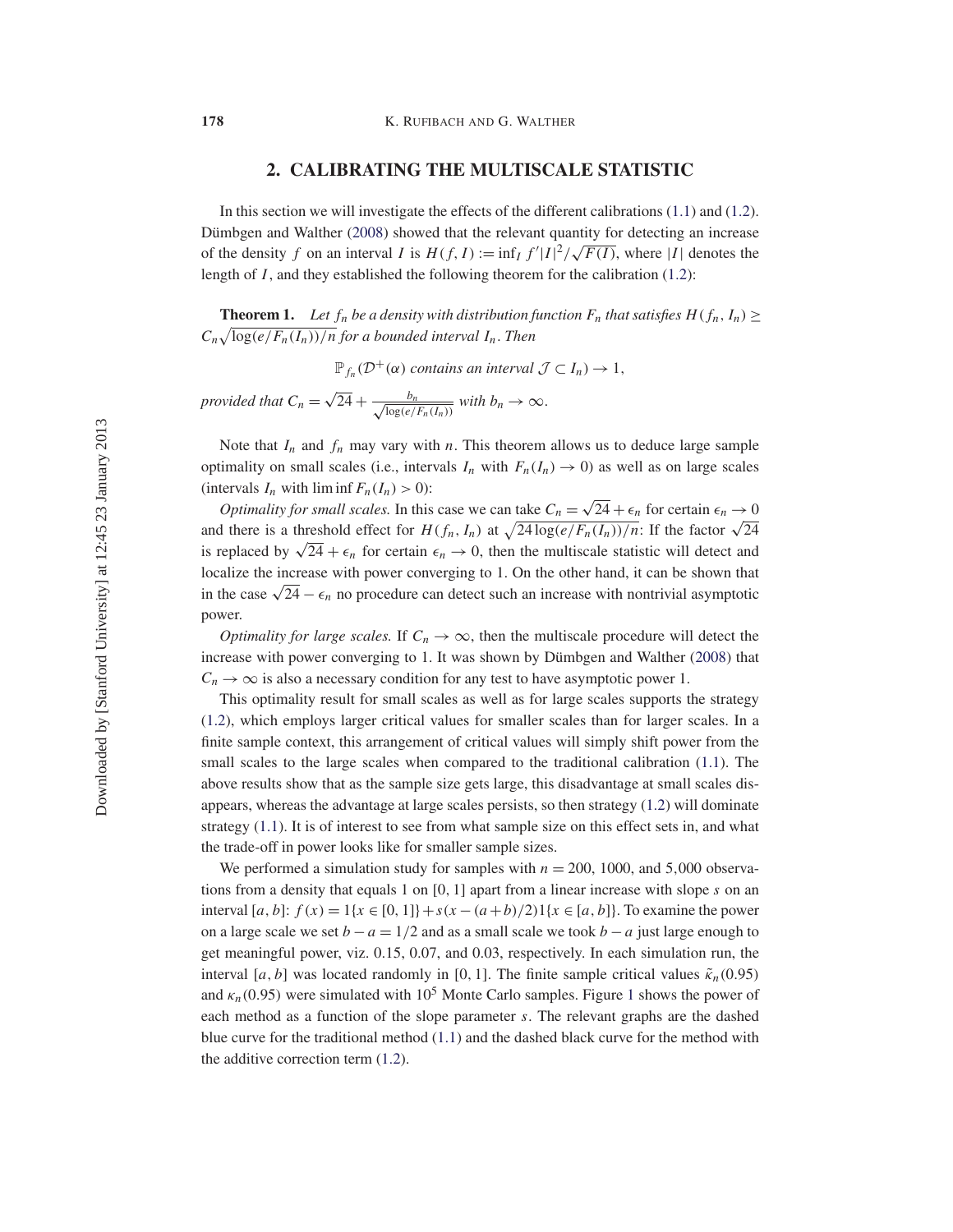## 2. CALIBRATING THE MULTISCALE STATISTIC

In this section we will investigate the effects of the different calibrations (1.1) and (1.2). Dümbgen and Walther (2008) showed that the relevant quantity for detecting an increase of the density $f$ on an interval $I$ is $H(f, I) := \inf_I f'|I|^2/\sqrt{F(I)}$, where $|I|$ denotes the length of $I$, and they established the following theorem for the calibration (1.2):

**Theorem 1.** *Let $f_n$ be a density with distribution function $F_n$ that satisfies $H(f_n, I_n) \geq C_n\sqrt{\log(e/F_n(I_n))/n}$ for a bounded interval $I_n$. Then*

$$\mathbb{P}_{f_n}(\mathcal{D}^+(\alpha) \text{ contains an interval } \mathcal{J} \subset I_n) \to 1,$$

*provided that $C_n = \sqrt{24} + \frac{b_n}{\sqrt{\log(e/F_n(I_n))}}$ with $b_n \to \infty$.*

Note that $I_n$ and $f_n$ may vary with $n$. This theorem allows us to deduce large sample optimality on small scales (i.e., intervals $I_n$ with $F_n(I_n) \to 0$) as well as on large scales (intervals $I_n$ with $\liminf F_n(I_n) > 0$):

*Optimality for small scales.* In this case we can take $C_n = \sqrt{24} + \epsilon_n$ for certain $\epsilon_n \to 0$ and there is a threshold effect for $H(f_n, I_n)$ at $\sqrt{24 \log(e/F_n(I_n))/n}$: If the factor $\sqrt{24}$ is replaced by $\sqrt{24} + \epsilon_n$ for certain $\epsilon_n \to 0$, then the multiscale statistic will detect and localize the increase with power converging to 1. On the other hand, it can be shown that in the case $\sqrt{24} - \epsilon_n$ no procedure can detect such an increase with nontrivial asymptotic power.

*Optimality for large scales.* If $C_n \to \infty$, then the multiscale procedure will detect the increase with power converging to 1. It was shown by Dümbgen and Walther (2008) that $C_n \to \infty$ is also a necessary condition for any test to have asymptotic power 1.

This optimality result for small scales as well as for large scales supports the strategy (1.2), which employs larger critical values for smaller scales than for larger scales. In a finite sample context, this arrangement of critical values will simply shift power from the small scales to the large scales when compared to the traditional calibration (1.1). The above results show that as the sample size gets large, this disadvantage at small scales disappears, whereas the advantage at large scales persists, so then strategy (1.2) will dominate strategy (1.1). It is of interest to see from what sample size on this effect sets in, and what the trade-off in power looks like for smaller sample sizes.

We performed a simulation study for samples with $n = 200$, 1000, and 5,000 observations from a density that equals 1 on [0, 1] apart from a linear increase with slope $s$ on an interval $[a, b]$: $f(x) = 1\{x \in [0, 1]\} + s(x - (a+b)/2)1\{x \in [a, b]\}$. To examine the power on a large scale we set $b - a = 1/2$ and as a small scale we took $b - a$ just large enough to get meaningful power, viz. 0.15, 0.07, and 0.03, respectively. In each simulation run, the interval $[a, b]$ was located randomly in [0, 1]. The finite sample critical values $\tilde{\kappa}_n(0.95)$ and $\kappa_n(0.95)$ were simulated with $10^5$ Monte Carlo samples. Figure 1 shows the power of each method as a function of the slope parameter $s$. The relevant graphs are the dashed blue curve for the traditional method (1.1) and the dashed black curve for the method with the additive correction term (1.2).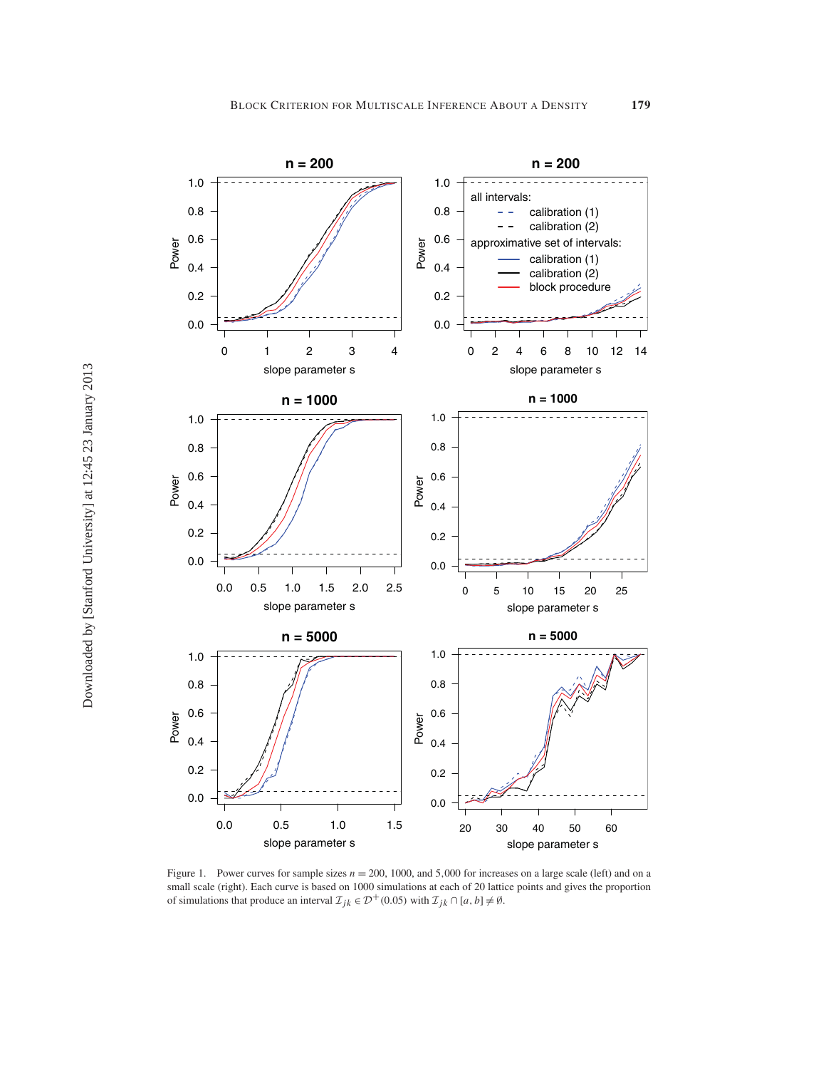Figure 1. Power curves for sample sizes $n = 200$, 1000, and 5,000 for increases on a large scale (left) and on a small scale (right). Each curve is based on 1000 simulations at each of 20 lattice points and gives the proportion of simulations that produce an interval $\mathcal{I}_{jk} \in \mathcal{D}^{+}(0.05)$ with $\mathcal{I}_{jk} \cap [a, b] \neq \emptyset$.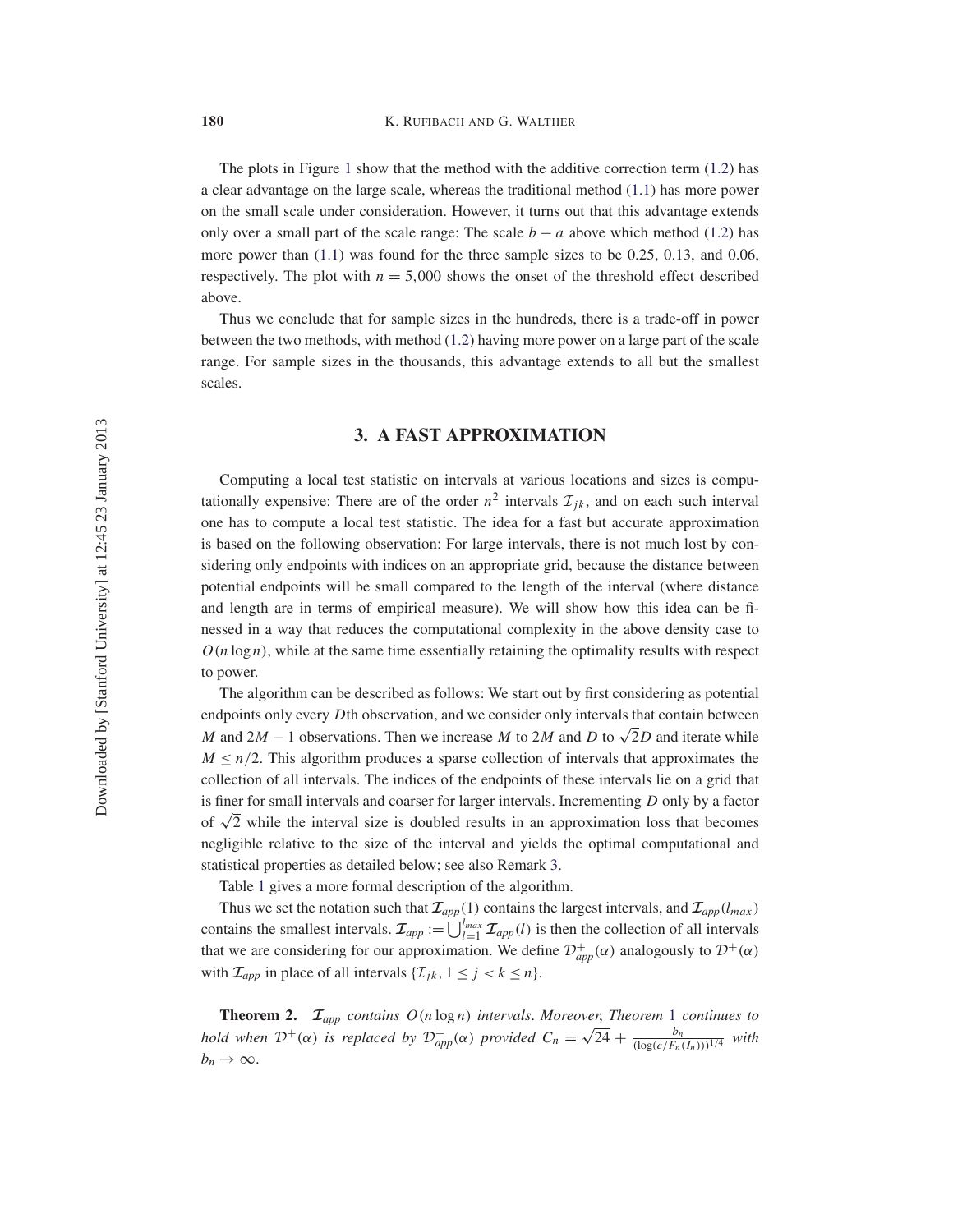The plots in Figure 1 show that the method with the additive correction term (1.2) has a clear advantage on the large scale, whereas the traditional method (1.1) has more power on the small scale under consideration. However, it turns out that this advantage extends only over a small part of the scale range: The scale $b - a$ above which method (1.2) has more power than (1.1) was found for the three sample sizes to be 0.25, 0.13, and 0.06, respectively. The plot with $n = 5{,}000$ shows the onset of the threshold effect described above.

Thus we conclude that for sample sizes in the hundreds, there is a trade-off in power between the two methods, with method (1.2) having more power on a large part of the scale range. For sample sizes in the thousands, this advantage extends to all but the smallest scales.

## 3. A FAST APPROXIMATION

Computing a local test statistic on intervals at various locations and sizes is computationally expensive: There are of the order $n^2$ intervals $\mathcal{I}_{jk}$, and on each such interval one has to compute a local test statistic. The idea for a fast but accurate approximation is based on the following observation: For large intervals, there is not much lost by considering only endpoints with indices on an appropriate grid, because the distance between potential endpoints will be small compared to the length of the interval (where distance and length are in terms of empirical measure). We will show how this idea can be finessed in a way that reduces the computational complexity in the above density case to $O(n \log n)$, while at the same time essentially retaining the optimality results with respect to power.

The algorithm can be described as follows: We start out by first considering as potential endpoints only every $D$th observation, and we consider only intervals that contain between $M$ and $2M - 1$ observations. Then we increase $M$ to $2M$ and $D$ to $\sqrt{2}D$ and iterate while $M \leq n/2$. This algorithm produces a sparse collection of intervals that approximates the collection of all intervals. The indices of the endpoints of these intervals lie on a grid that is finer for small intervals and coarser for larger intervals. Incrementing $D$ only by a factor of $\sqrt{2}$ while the interval size is doubled results in an approximation loss that becomes negligible relative to the size of the interval and yields the optimal computational and statistical properties as detailed below; see also Remark 3.

Table 1 gives a more formal description of the algorithm.

Thus we set the notation such that $\mathcal{I}_{app}(1)$ contains the largest intervals, and $\mathcal{I}_{app}(l_{max})$ contains the smallest intervals. $\mathcal{I}_{app} := \bigcup_{l=1}^{l_{max}} \mathcal{I}_{app}(l)$ is then the collection of all intervals that we are considering for our approximation. We define $\mathcal{D}^{+}_{app}(\alpha)$ analogously to $\mathcal{D}^{+}(\alpha)$ with $\mathcal{I}_{app}$ in place of all intervals $\{\mathcal{I}_{jk}, 1 \leq j < k \leq n\}$.

**Theorem 2.** *$\mathcal{I}_{app}$ contains $O(n \log n)$ intervals. Moreover, Theorem 1 continues to hold when $\mathcal{D}^{+}(\alpha)$ is replaced by $\mathcal{D}^{+}_{app}(\alpha)$ provided $C_n = \sqrt{24} + \frac{b_n}{(\log(e/F_n(I_n)))^{1/4}}$ with $b_n \to \infty$.*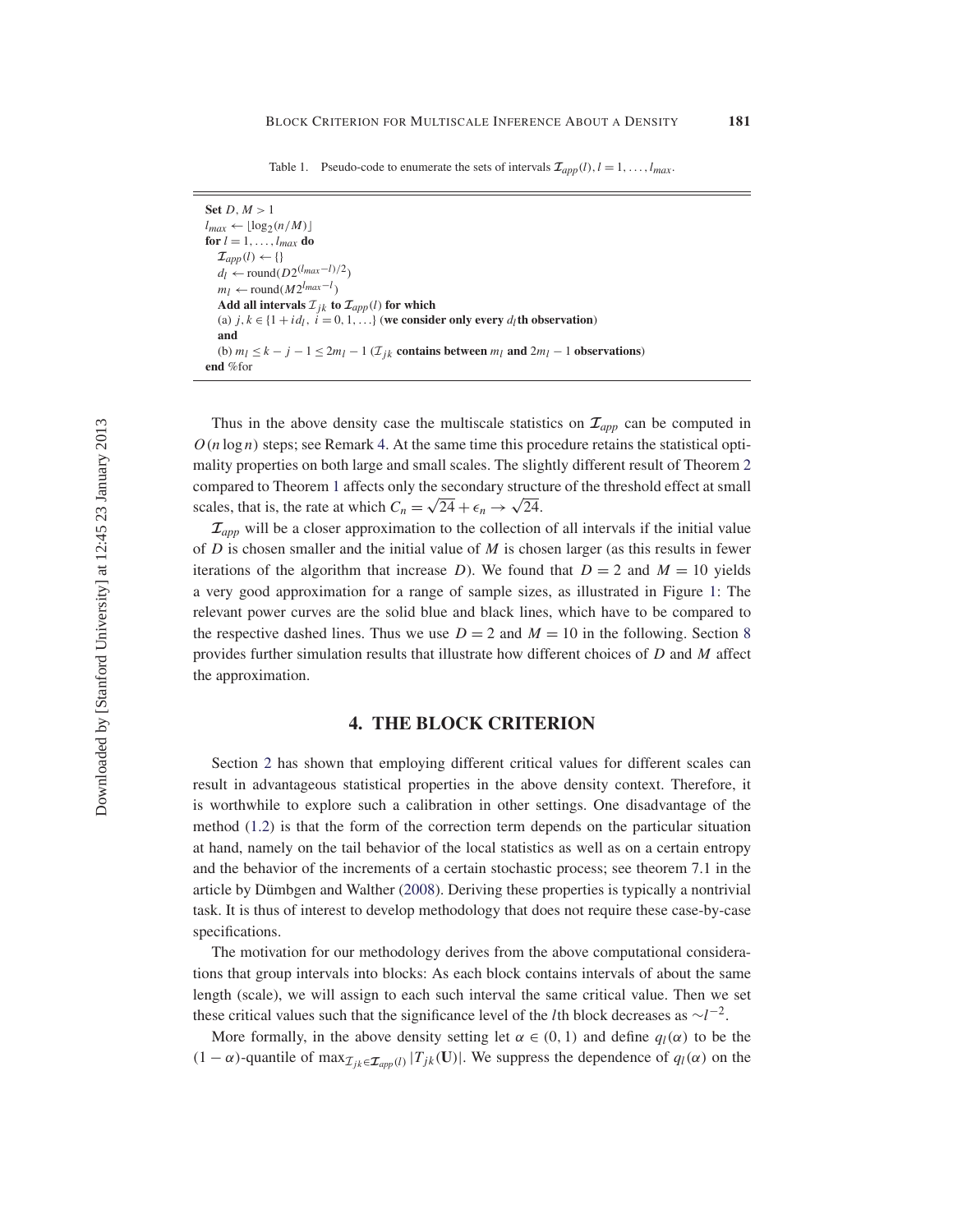Table 1. Pseudo-code to enumerate the sets of intervals $\mathcal{I}_{app}(l), l = 1, \ldots, l_{max}$.

```
Set D, M > 1
l_max ← ⌊log_2(n/M)⌋
for l = 1, ..., l_max do
    I_app(l) ← {}
    d_l ← round(D 2^((l_max − l)/2))
    m_l ← round(M 2^(l_max − l))
    Add all intervals I_jk to I_app(l) for which
    (a) j, k ∈ {1 + i d_l, i = 0, 1, ...} (we consider only every d_l th observation)
    and
    (b) m_l ≤ k − j − 1 ≤ 2m_l − 1 (I_jk contains between m_l and 2m_l − 1 observations)
end %for
```

Thus in the above density case the multiscale statistics on $\mathcal{I}_{app}$ can be computed in $O(n \log n)$ steps; see Remark 4. At the same time this procedure retains the statistical optimality properties on both large and small scales. The slightly different result of Theorem 2 compared to Theorem 1 affects only the secondary structure of the threshold effect at small scales, that is, the rate at which $C_n = \sqrt{24} + \epsilon_n \to \sqrt{24}$.

$\mathcal{I}_{app}$ will be a closer approximation to the collection of all intervals if the initial value of $D$ is chosen smaller and the initial value of $M$ is chosen larger (as this results in fewer iterations of the algorithm that increase $D$). We found that $D = 2$ and $M = 10$ yields a very good approximation for a range of sample sizes, as illustrated in Figure 1: The relevant power curves are the solid blue and black lines, which have to be compared to the respective dashed lines. Thus we use $D = 2$ and $M = 10$ in the following. Section 8 provides further simulation results that illustrate how different choices of $D$ and $M$ affect the approximation.

## 4. THE BLOCK CRITERION

Section 2 has shown that employing different critical values for different scales can result in advantageous statistical properties in the above density context. Therefore, it is worthwhile to explore such a calibration in other settings. One disadvantage of the method (1.2) is that the form of the correction term depends on the particular situation at hand, namely on the tail behavior of the local statistics as well as on a certain entropy and the behavior of the increments of a certain stochastic process; see theorem 7.1 in the article by Dümbgen and Walther (2008). Deriving these properties is typically a nontrivial task. It is thus of interest to develop methodology that does not require these case-by-case specifications.

The motivation for our methodology derives from the above computational considerations that group intervals into blocks: As each block contains intervals of about the same length (scale), we will assign to each such interval the same critical value. Then we set these critical values such that the significance level of the $l$th block decreases as $\sim l^{-2}$.

More formally, in the above density setting let $\alpha \in (0, 1)$ and define $q_l(\alpha)$ to be the $(1 - \alpha)$-quantile of $\max_{\mathcal{I}_{jk} \in \mathcal{I}_{app}(l)} |T_{jk}(\mathbf{U})|$. We suppress the dependence of $q_l(\alpha)$ on the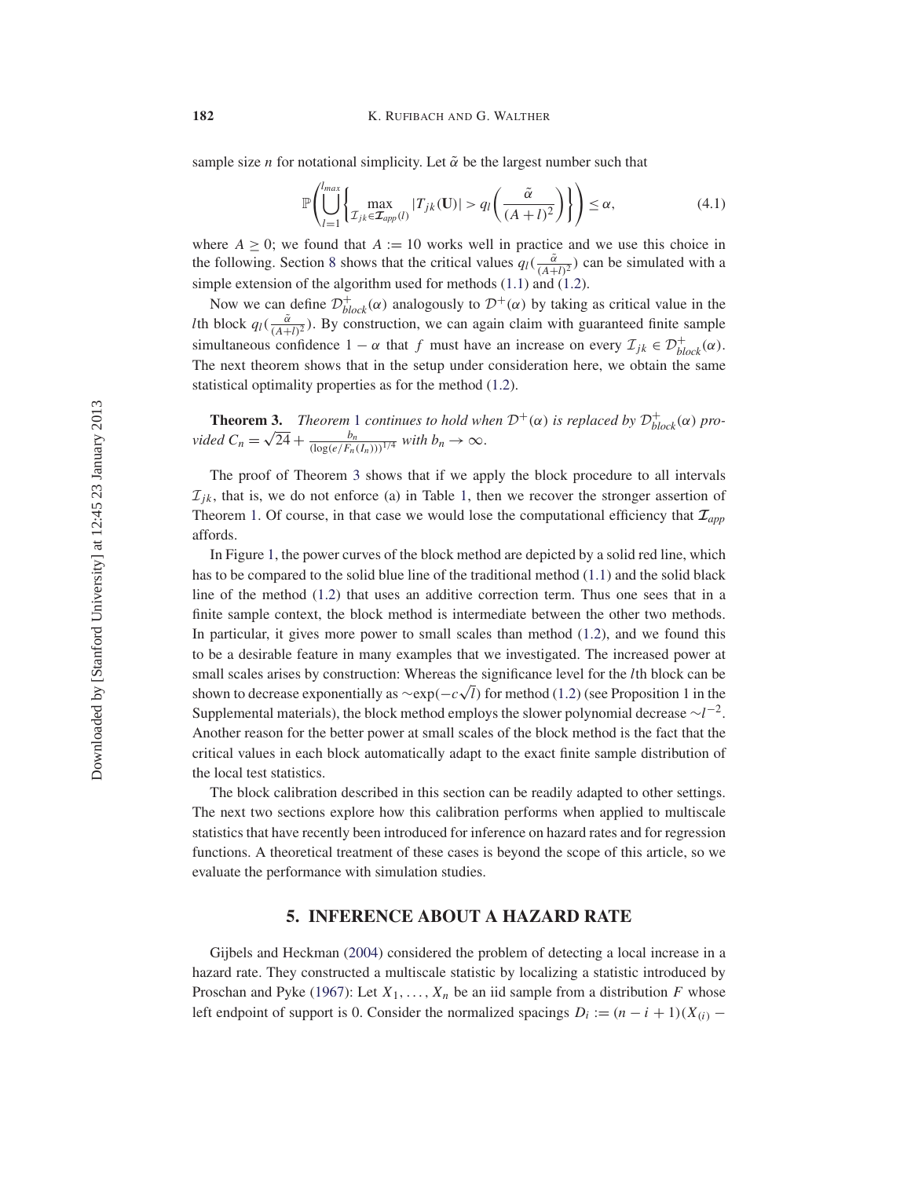sample size $n$ for notational simplicity. Let $\tilde{\alpha}$ be the largest number such that

$$\mathbb{P}\left(\bigcup_{l=1}^{l_{max}} \left\{ \max_{\mathcal{I}_{jk} \in \boldsymbol{\mathcal{I}}_{app}(l)} |T_{jk}(\mathbf{U})| > q_l\left(\frac{\tilde{\alpha}}{(A+l)^2}\right) \right\} \right) \leq \alpha, \tag{4.1}$$

where $A \geq 0$; we found that $A := 10$ works well in practice and we use this choice in the following. Section 8 shows that the critical values $q_l(\frac{\tilde{\alpha}}{(A+l)^2})$ can be simulated with a simple extension of the algorithm used for methods (1.1) and (1.2).

Now we can define $\mathcal{D}^+_{block}(\alpha)$ analogously to $\mathcal{D}^+(\alpha)$ by taking as critical value in the $l$th block $q_l(\frac{\tilde{\alpha}}{(A+l)^2})$. By construction, we can again claim with guaranteed finite sample simultaneous confidence $1 - \alpha$ that $f$ must have an increase on every $\mathcal{I}_{jk} \in \mathcal{D}^+_{block}(\alpha)$. The next theorem shows that in the setup under consideration here, we obtain the same statistical optimality properties as for the method (1.2).

**Theorem 3.** *Theorem 1 continues to hold when $\mathcal{D}^+(\alpha)$ is replaced by $\mathcal{D}^+_{block}(\alpha)$ provided $C_n = \sqrt{24} + \frac{b_n}{(\log(e/F_n(I_n)))^{1/4}}$ with $b_n \to \infty$.*

The proof of Theorem 3 shows that if we apply the block procedure to all intervals $\mathcal{I}_{jk}$, that is, we do not enforce (a) in Table 1, then we recover the stronger assertion of Theorem 1. Of course, in that case we would lose the computational efficiency that $\boldsymbol{\mathcal{I}}_{app}$ affords.

In Figure 1, the power curves of the block method are depicted by a solid red line, which has to be compared to the solid blue line of the traditional method (1.1) and the solid black line of the method (1.2) that uses an additive correction term. Thus one sees that in a finite sample context, the block method is intermediate between the other two methods. In particular, it gives more power to small scales than method (1.2), and we found this to be a desirable feature in many examples that we investigated. The increased power at small scales arises by construction: Whereas the significance level for the $l$th block can be shown to decrease exponentially as $\sim\exp(-c\sqrt{l})$ for method (1.2) (see Proposition 1 in the Supplemental materials), the block method employs the slower polynomial decrease $\sim l^{-2}$. Another reason for the better power at small scales of the block method is the fact that the critical values in each block automatically adapt to the exact finite sample distribution of the local test statistics.

The block calibration described in this section can be readily adapted to other settings. The next two sections explore how this calibration performs when applied to multiscale statistics that have recently been introduced for inference on hazard rates and for regression functions. A theoretical treatment of these cases is beyond the scope of this article, so we evaluate the performance with simulation studies.

## 5. INFERENCE ABOUT A HAZARD RATE

Gijbels and Heckman (2004) considered the problem of detecting a local increase in a hazard rate. They constructed a multiscale statistic by localizing a statistic introduced by Proschan and Pyke (1967): Let $X_1, \ldots, X_n$ be an iid sample from a distribution $F$ whose left endpoint of support is 0. Consider the normalized spacings $D_i := (n - i + 1)(X_{(i)} -$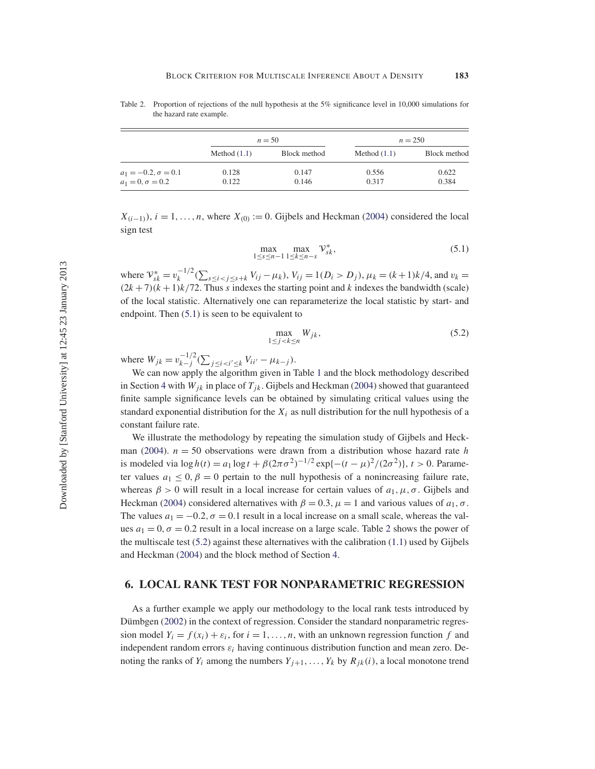Table 2. Proportion of rejections of the null hypothesis at the 5% significance level in 10,000 simulations for the hazard rate example.

| | $n = 50$ | | $n = 250$ | |
|---|---|---|---|---|
| | Method (1.1) | Block method | Method (1.1) | Block method |
| $a_1 = -0.2, \sigma = 0.1$ | 0.128 | 0.147 | 0.556 | 0.622 |
| $a_1 = 0, \sigma = 0.2$ | 0.122 | 0.146 | 0.317 | 0.384 |

$X_{(i-1)})$, $i = 1, \ldots, n$, where $X_{(0)} := 0$. Gijbels and Heckman (2004) considered the local sign test

$$\max_{1 \le s \le n-1} \max_{1 \le k \le n-s} \mathcal{V}^*_{sk}, \tag{5.1}$$

where $\mathcal{V}^*_{sk} = v_k^{-1/2}(\sum_{s \le i < j \le s+k} V_{ij} - \mu_k)$, $V_{ij} = 1(D_i > D_j)$, $\mu_k = (k+1)k/4$, and $v_k = (2k+7)(k+1)k/72$. Thus $s$ indexes the starting point and $k$ indexes the bandwidth (scale) of the local statistic. Alternatively one can reparameterize the local statistic by start- and endpoint. Then (5.1) is seen to be equivalent to

$$\max_{1 \le j < k \le n} W_{jk}, \tag{5.2}$$

where $W_{jk} = v_{k-j}^{-1/2}(\sum_{j \le i < i' \le k} V_{ii'} - \mu_{k-j})$.

We can now apply the algorithm given in Table 1 and the block methodology described in Section 4 with $W_{jk}$ in place of $T_{jk}$. Gijbels and Heckman (2004) showed that guaranteed finite sample significance levels can be obtained by simulating critical values using the standard exponential distribution for the $X_i$ as null distribution for the null hypothesis of a constant failure rate.

We illustrate the methodology by repeating the simulation study of Gijbels and Heckman (2004). $n = 50$ observations were drawn from a distribution whose hazard rate $h$ is modeled via $\log h(t) = a_1 \log t + \beta(2\pi\sigma^2)^{-1/2} \exp\{-(t - \mu)^2/(2\sigma^2)\}$, $t > 0$. Parameter values $a_1 \le 0, \beta = 0$ pertain to the null hypothesis of a nonincreasing failure rate, whereas $\beta > 0$ will result in a local increase for certain values of $a_1, \mu, \sigma$. Gijbels and Heckman (2004) considered alternatives with $\beta = 0.3$, $\mu = 1$ and various values of $a_1, \sigma$. The values $a_1 = -0.2, \sigma = 0.1$ result in a local increase on a small scale, whereas the values $a_1 = 0, \sigma = 0.2$ result in a local increase on a large scale. Table 2 shows the power of the multiscale test (5.2) against these alternatives with the calibration (1.1) used by Gijbels and Heckman (2004) and the block method of Section 4.

## 6. LOCAL RANK TEST FOR NONPARAMETRIC REGRESSION

As a further example we apply our methodology to the local rank tests introduced by Dümbgen (2002) in the context of regression. Consider the standard nonparametric regression model $Y_i = f(x_i) + \varepsilon_i$, for $i = 1, \ldots, n$, with an unknown regression function $f$ and independent random errors $\varepsilon_i$ having continuous distribution function and mean zero. Denoting the ranks of $Y_i$ among the numbers $Y_{j+1}, \ldots, Y_k$ by $R_{jk}(i)$, a local monotone trend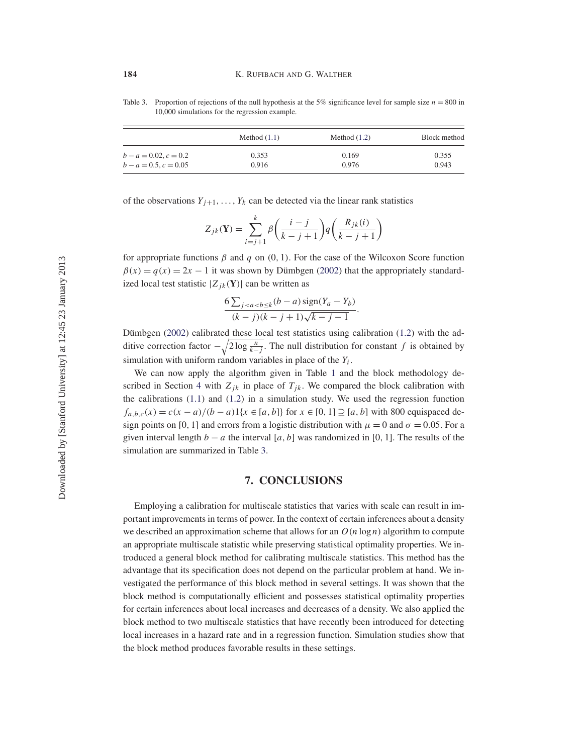Table 3. Proportion of rejections of the null hypothesis at the 5% significance level for sample size $n = 800$ in 10,000 simulations for the regression example.

| | Method (1.1) | Method (1.2) | Block method |
|---|---|---|---|
| $b - a = 0.02, c = 0.2$ | 0.353 | 0.169 | 0.355 |
| $b - a = 0.5, c = 0.05$ | 0.916 | 0.976 | 0.943 |

of the observations $Y_{j+1}, \ldots, Y_k$ can be detected via the linear rank statistics

$$Z_{jk}(\mathbf{Y}) = \sum_{i=j+1}^{k} \beta\left(\frac{i-j}{k-j+1}\right) q\left(\frac{R_{jk}(i)}{k-j+1}\right)$$

for appropriate functions $\beta$ and $q$ on $(0, 1)$. For the case of the Wilcoxon Score function $\beta(x) = q(x) = 2x - 1$ it was shown by Dümbgen (2002) that the appropriately standardized local test statistic $|Z_{jk}(\mathbf{Y})|$ can be written as

$$\frac{6 \sum_{j<a<b\leq k} (b-a)\,\mathrm{sign}(Y_a - Y_b)}{(k-j)(k-j+1)\sqrt{k-j-1}}.$$

Dümbgen (2002) calibrated these local test statistics using calibration (1.2) with the additive correction factor $-\sqrt{2\log\frac{n}{k-j}}$. The null distribution for constant $f$ is obtained by simulation with uniform random variables in place of the $Y_i$.

We can now apply the algorithm given in Table 1 and the block methodology described in Section 4 with $Z_{jk}$ in place of $T_{jk}$. We compared the block calibration with the calibrations (1.1) and (1.2) in a simulation study. We used the regression function $f_{a,b,c}(x) = c(x-a)/(b-a)1\{x \in [a, b]\}$ for $x \in [0, 1] \supseteq [a, b]$ with 800 equispaced design points on $[0, 1]$ and errors from a logistic distribution with $\mu = 0$ and $\sigma = 0.05$. For a given interval length $b - a$ the interval $[a, b]$ was randomized in $[0, 1]$. The results of the simulation are summarized in Table 3.

## 7. CONCLUSIONS

Employing a calibration for multiscale statistics that varies with scale can result in important improvements in terms of power. In the context of certain inferences about a density we described an approximation scheme that allows for an $O(n \log n)$ algorithm to compute an appropriate multiscale statistic while preserving statistical optimality properties. We introduced a general block method for calibrating multiscale statistics. This method has the advantage that its specification does not depend on the particular problem at hand. We investigated the performance of this block method in several settings. It was shown that the block method is computationally efficient and possesses statistical optimality properties for certain inferences about local increases and decreases of a density. We also applied the block method to two multiscale statistics that have recently been introduced for detecting local increases in a hazard rate and in a regression function. Simulation studies show that the block method produces favorable results in these settings.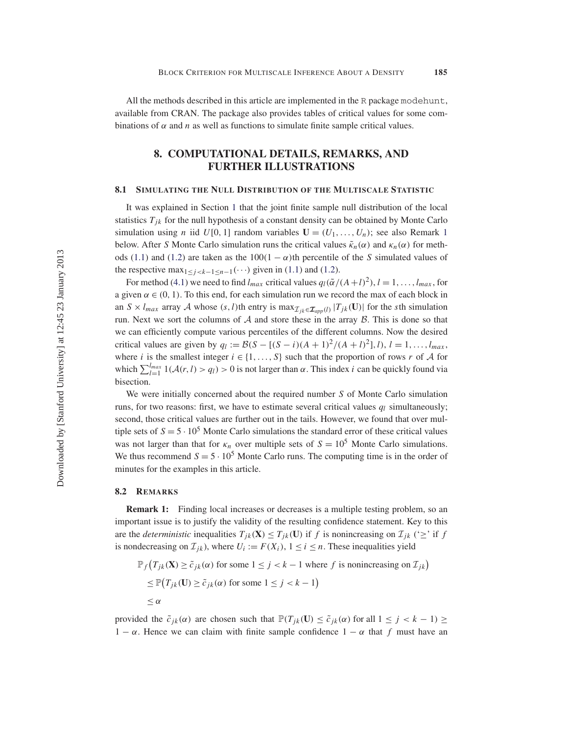All the methods described in this article are implemented in the R package modehunt, available from CRAN. The package also provides tables of critical values for some combinations of $\alpha$ and $n$ as well as functions to simulate finite sample critical values.

## 8. COMPUTATIONAL DETAILS, REMARKS, AND FURTHER ILLUSTRATIONS

### 8.1 Simulating the Null Distribution of the Multiscale Statistic

It was explained in Section 1 that the joint finite sample null distribution of the local statistics $T_{jk}$ for the null hypothesis of a constant density can be obtained by Monte Carlo simulation using $n$ iid $U[0, 1]$ random variables $\mathbf{U} = (U_1, \ldots, U_n)$; see also Remark 1 below. After $S$ Monte Carlo simulation runs the critical values $\tilde{\kappa}_n(\alpha)$ and $\kappa_n(\alpha)$ for methods (1.1) and (1.2) are taken as the $100(1 - \alpha)$th percentile of the $S$ simulated values of the respective $\max_{1 \leq j < k-1 \leq n-1}(\cdots)$ given in (1.1) and (1.2).

For method (4.1) we need to find $l_{max}$ critical values $q_l(\tilde{\alpha}/(A+l)^2)$, $l = 1, \ldots, l_{max}$, for a given $\alpha \in (0, 1)$. To this end, for each simulation run we record the max of each block in an $S \times l_{max}$ array $\mathcal{A}$ whose $(s, l)$th entry is $\max_{\mathcal{I}_{jk} \in \boldsymbol{\mathcal{I}}_{app}(l)} |T_{jk}(\mathbf{U})|$ for the $s$th simulation run. Next we sort the columns of $\mathcal{A}$ and store these in the array $\mathcal{B}$. This is done so that we can efficiently compute various percentiles of the different columns. Now the desired critical values are given by $q_l := \mathcal{B}(S - [(S - i)(A + 1)^2/(A + l)^2], l)$, $l = 1, \ldots, l_{max}$, where $i$ is the smallest integer $i \in \{1, \ldots, S\}$ such that the proportion of rows $r$ of $\mathcal{A}$ for which $\sum_{l=1}^{l_{max}} 1(\mathcal{A}(r, l) > q_l) > 0$ is not larger than $\alpha$. This index $i$ can be quickly found via bisection.

We were initially concerned about the required number $S$ of Monte Carlo simulation runs, for two reasons: first, we have to estimate several critical values $q_l$ simultaneously; second, those critical values are further out in the tails. However, we found that over multiple sets of $S = 5 \cdot 10^5$ Monte Carlo simulations the standard error of these critical values was not larger than that for $\kappa_n$ over multiple sets of $S = 10^5$ Monte Carlo simulations. We thus recommend $S = 5 \cdot 10^5$ Monte Carlo runs. The computing time is in the order of minutes for the examples in this article.

### 8.2 Remarks

**Remark 1:** Finding local increases or decreases is a multiple testing problem, so an important issue is to justify the validity of the resulting confidence statement. Key to this are the *deterministic* inequalities $T_{jk}(\mathbf{X}) \leq T_{jk}(\mathbf{U})$ if $f$ is nonincreasing on $\mathcal{I}_{jk}$ ('$\geq$' if $f$ is nondecreasing on $\mathcal{I}_{jk}$), where $U_i := F(X_i)$, $1 \leq i \leq n$. These inequalities yield

$$
\begin{aligned}
&\mathbb{P}_f\big(T_{jk}(\mathbf{X}) \geq \tilde{c}_{jk}(\alpha) \text{ for some } 1 \leq j < k-1 \text{ where } f \text{ is nonincreasing on } \mathcal{I}_{jk}\big) \\
&\leq \mathbb{P}\big(T_{jk}(\mathbf{U}) \geq \tilde{c}_{jk}(\alpha) \text{ for some } 1 \leq j < k-1\big) \\
&\leq \alpha
\end{aligned}
$$

provided the $\tilde{c}_{jk}(\alpha)$ are chosen such that $\mathbb{P}(T_{jk}(\mathbf{U}) \leq \tilde{c}_{jk}(\alpha) \text{ for all } 1 \leq j < k-1) \geq 1 - \alpha$. Hence we can claim with finite sample confidence $1 - \alpha$ that $f$ must have an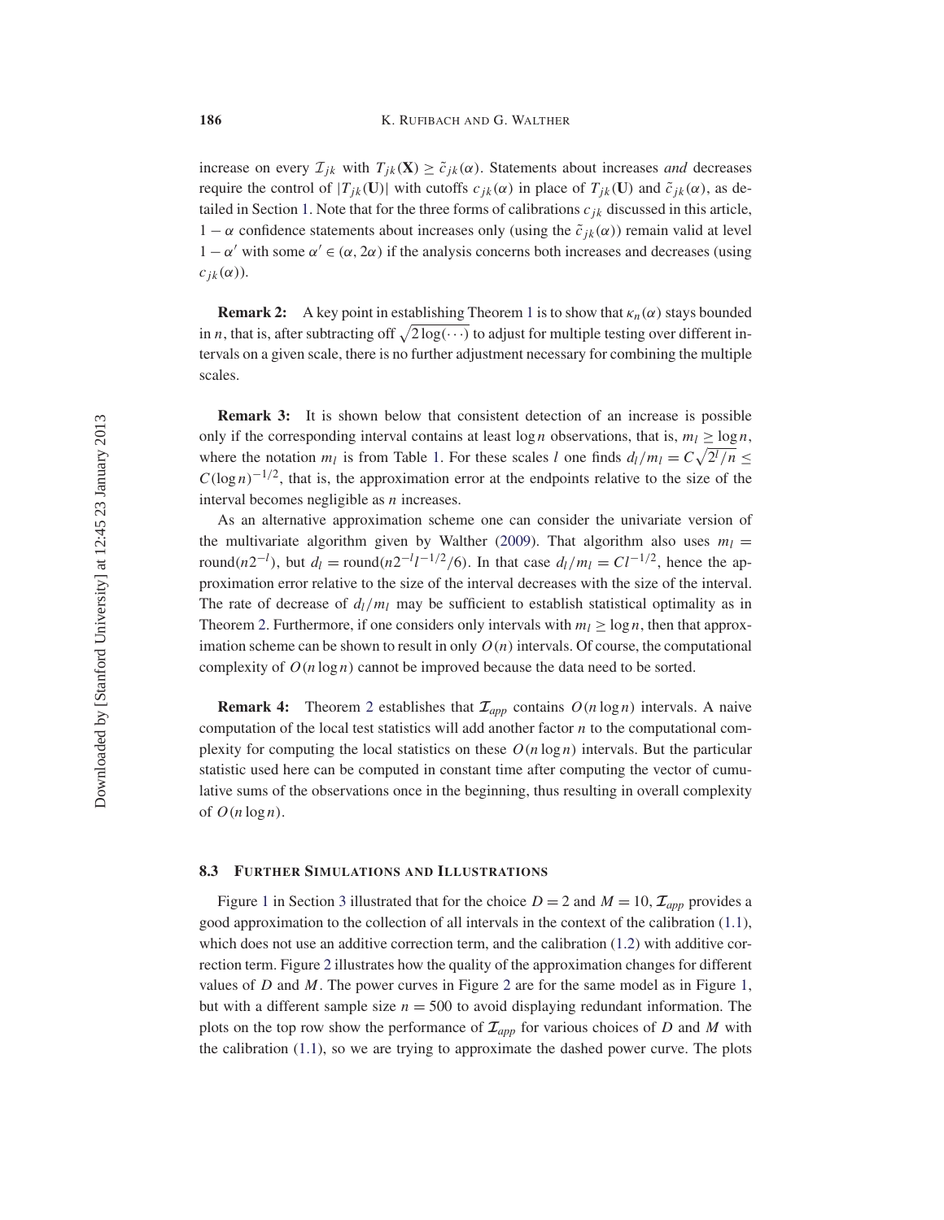increase on every $\mathcal{I}_{jk}$ with $T_{jk}(\mathbf{X}) \geq \tilde{c}_{jk}(\alpha)$. Statements about increases *and* decreases require the control of $|T_{jk}(\mathbf{U})|$ with cutoffs $c_{jk}(\alpha)$ in place of $T_{jk}(\mathbf{U})$ and $\tilde{c}_{jk}(\alpha)$, as detailed in Section 1. Note that for the three forms of calibrations $c_{jk}$ discussed in this article, $1-\alpha$ confidence statements about increases only (using the $\tilde{c}_{jk}(\alpha)$) remain valid at level $1-\alpha'$ with some $\alpha' \in (\alpha, 2\alpha)$ if the analysis concerns both increases and decreases (using $c_{jk}(\alpha)$).

**Remark 2:** A key point in establishing Theorem 1 is to show that $\kappa_n(\alpha)$ stays bounded in $n$, that is, after subtracting off $\sqrt{2\log(\cdots)}$ to adjust for multiple testing over different intervals on a given scale, there is no further adjustment necessary for combining the multiple scales.

**Remark 3:** It is shown below that consistent detection of an increase is possible only if the corresponding interval contains at least $\log n$ observations, that is, $m_l \geq \log n$, where the notation $m_l$ is from Table 1. For these scales $l$ one finds $d_l/m_l = C\sqrt{2^l/n} \leq C(\log n)^{-1/2}$, that is, the approximation error at the endpoints relative to the size of the interval becomes negligible as $n$ increases.

As an alternative approximation scheme one can consider the univariate version of the multivariate algorithm given by Walther (2009). That algorithm also uses $m_l = \text{round}(n2^{-l})$, but $d_l = \text{round}(n2^{-l}l^{-1/2}/6)$. In that case $d_l/m_l = Cl^{-1/2}$, hence the approximation error relative to the size of the interval decreases with the size of the interval. The rate of decrease of $d_l/m_l$ may be sufficient to establish statistical optimality as in Theorem 2. Furthermore, if one considers only intervals with $m_l \geq \log n$, then that approximation scheme can be shown to result in only $O(n)$ intervals. Of course, the computational complexity of $O(n \log n)$ cannot be improved because the data need to be sorted.

**Remark 4:** Theorem 2 establishes that $\mathcal{I}_{app}$ contains $O(n \log n)$ intervals. A naive computation of the local test statistics will add another factor $n$ to the computational complexity for computing the local statistics on these $O(n \log n)$ intervals. But the particular statistic used here can be computed in constant time after computing the vector of cumulative sums of the observations once in the beginning, thus resulting in overall complexity of $O(n \log n)$.

### 8.3 Further Simulations and Illustrations

Figure 1 in Section 3 illustrated that for the choice $D = 2$ and $M = 10$, $\mathcal{I}_{app}$ provides a good approximation to the collection of all intervals in the context of the calibration (1.1), which does not use an additive correction term, and the calibration (1.2) with additive correction term. Figure 2 illustrates how the quality of the approximation changes for different values of $D$ and $M$. The power curves in Figure 2 are for the same model as in Figure 1, but with a different sample size $n = 500$ to avoid displaying redundant information. The plots on the top row show the performance of $\mathcal{I}_{app}$ for various choices of $D$ and $M$ with the calibration (1.1), so we are trying to approximate the dashed power curve. The plots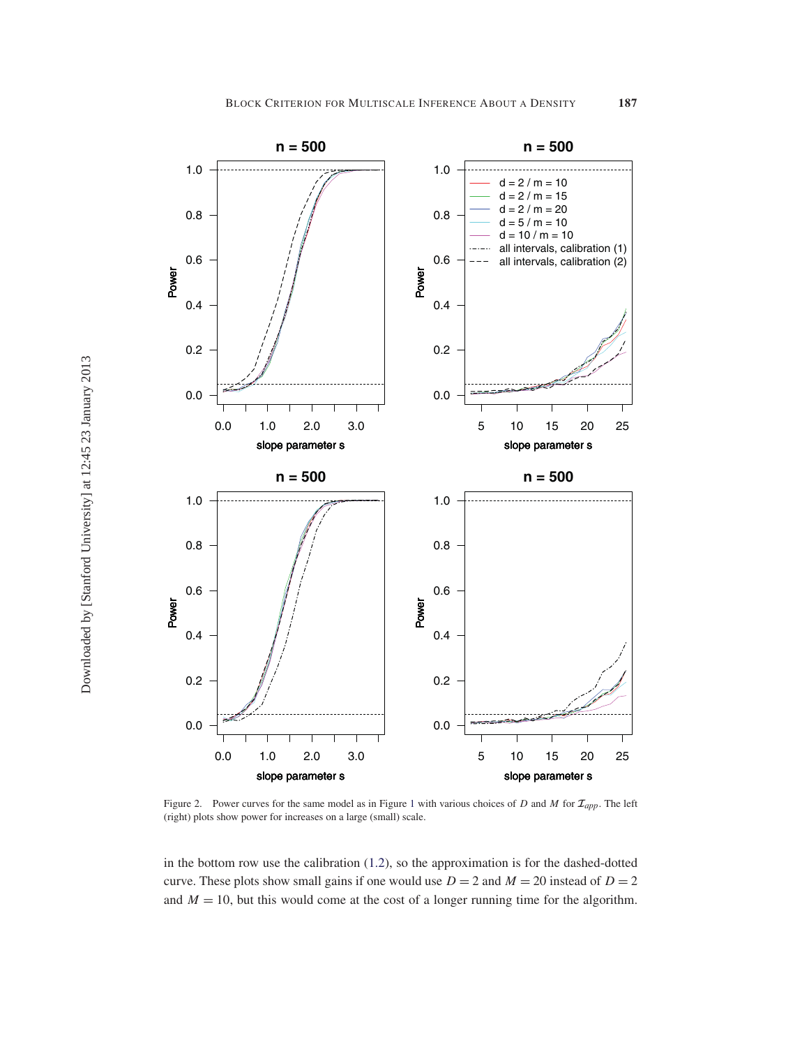Figure 2. Power curves for the same model as in Figure 1 with various choices of $D$ and $M$ for $\mathcal{I}_{app}$. The left (right) plots show power for increases on a large (small) scale.

in the bottom row use the calibration (1.2), so the approximation is for the dashed-dotted curve. These plots show small gains if one would use $D = 2$ and $M = 20$ instead of $D = 2$ and $M = 10$, but this would come at the cost of a longer running time for the algorithm.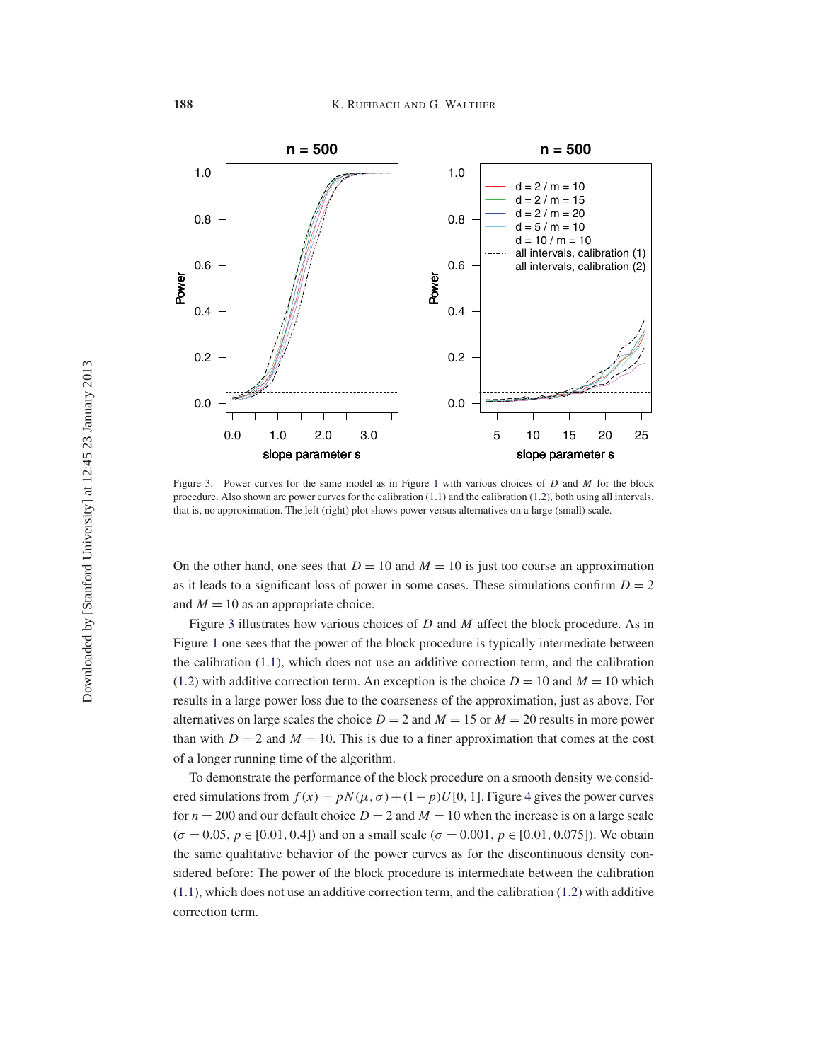Figure 3. Power curves for the same model as in Figure 1 with various choices of $D$ and $M$ for the block procedure. Also shown are power curves for the calibration (1.1) and the calibration (1.2), both using all intervals, that is, no approximation. The left (right) plot shows power versus alternatives on a large (small) scale.

On the other hand, one sees that $D = 10$ and $M = 10$ is just too coarse an approximation as it leads to a significant loss of power in some cases. These simulations confirm $D = 2$ and $M = 10$ as an appropriate choice.

Figure 3 illustrates how various choices of $D$ and $M$ affect the block procedure. As in Figure 1 one sees that the power of the block procedure is typically intermediate between the calibration (1.1), which does not use an additive correction term, and the calibration (1.2) with additive correction term. An exception is the choice $D = 10$ and $M = 10$ which results in a large power loss due to the coarseness of the approximation, just as above. For alternatives on large scales the choice $D = 2$ and $M = 15$ or $M = 20$ results in more power than with $D = 2$ and $M = 10$. This is due to a finer approximation that comes at the cost of a longer running time of the algorithm.

To demonstrate the performance of the block procedure on a smooth density we considered simulations from $f(x) = pN(\mu, \sigma) + (1 - p)U[0, 1]$. Figure 4 gives the power curves for $n = 200$ and our default choice $D = 2$ and $M = 10$ when the increase is on a large scale ($\sigma = 0.05$, $p \in [0.01, 0.4]$) and on a small scale ($\sigma = 0.001$, $p \in [0.01, 0.075]$). We obtain the same qualitative behavior of the power curves as for the discontinuous density considered before: The power of the block procedure is intermediate between the calibration (1.1), which does not use an additive correction term, and the calibration (1.2) with additive correction term.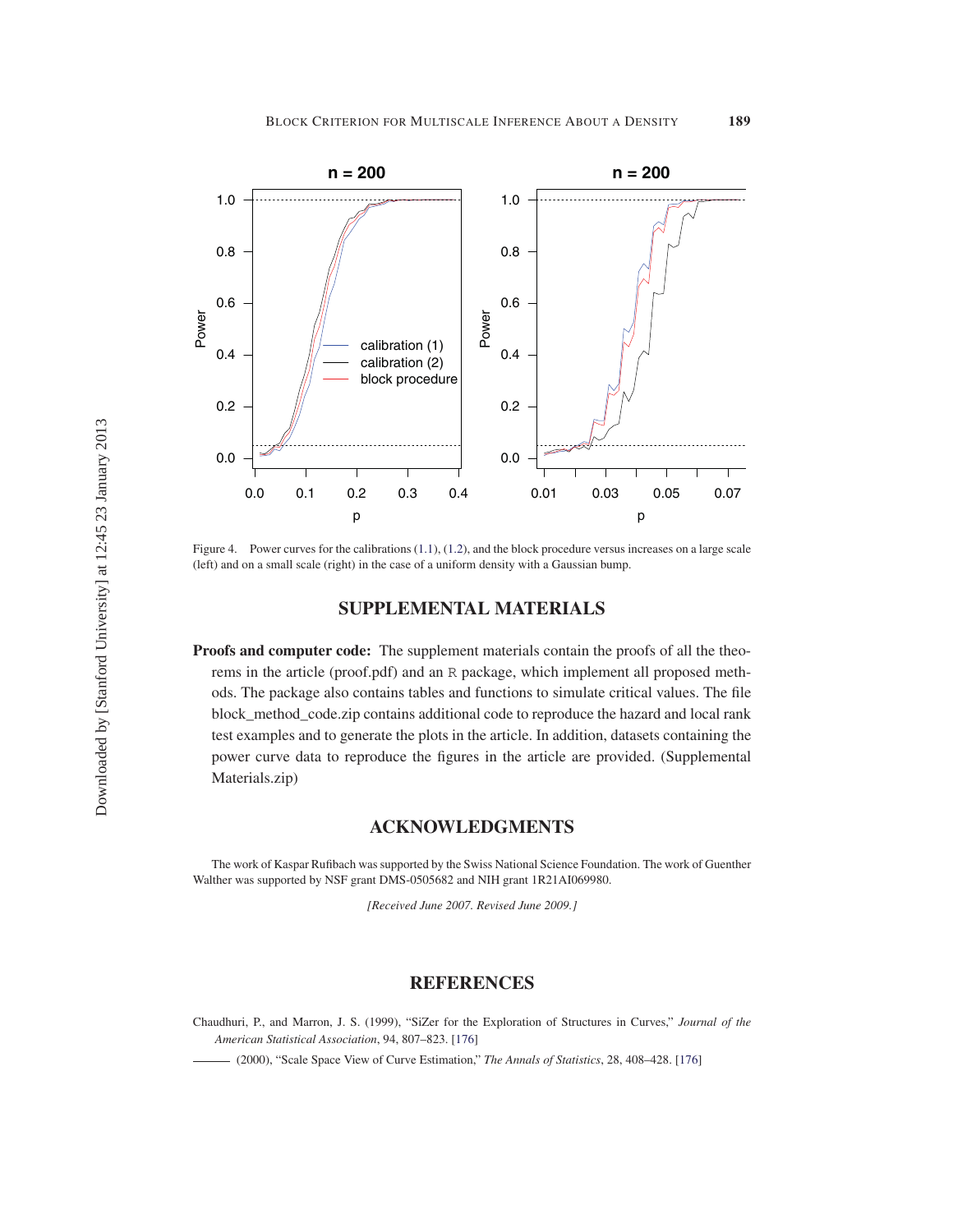Figure 4. Power curves for the calibrations (1.1), (1.2), and the block procedure versus increases on a large scale (left) and on a small scale (right) in the case of a uniform density with a Gaussian bump.

## SUPPLEMENTAL MATERIALS

**Proofs and computer code:** The supplement materials contain the proofs of all the theorems in the article (proof.pdf) and an R package, which implement all proposed methods. The package also contains tables and functions to simulate critical values. The file block_method_code.zip contains additional code to reproduce the hazard and local rank test examples and to generate the plots in the article. In addition, datasets containing the power curve data to reproduce the figures in the article are provided. (Supplemental Materials.zip)

## ACKNOWLEDGMENTS

The work of Kaspar Rufibach was supported by the Swiss National Science Foundation. The work of Guenther Walther was supported by NSF grant DMS-0505682 and NIH grant 1R21AI069980.

*[Received June 2007. Revised June 2009.]*

## REFERENCES

Chaudhuri, P., and Marron, J. S. (1999), "SiZer for the Exploration of Structures in Curves," *Journal of the American Statistical Association*, 94, 807–823. [176]

——— (2000), "Scale Space View of Curve Estimation," *The Annals of Statistics*, 28, 408–428. [176]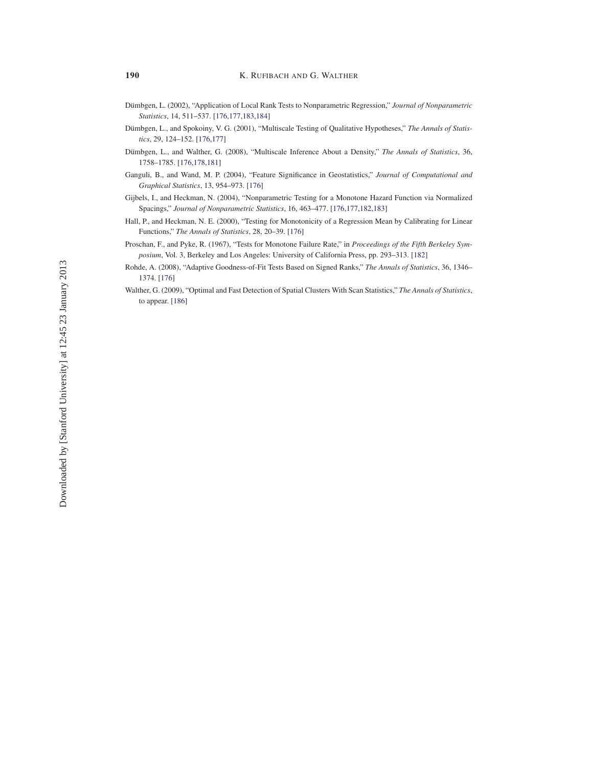Dümbgen, L. (2002), "Application of Local Rank Tests to Nonparametric Regression," *Journal of Nonparametric Statistics*, 14, 511–537. [176,177,183,184]

Dümbgen, L., and Spokoiny, V. G. (2001), "Multiscale Testing of Qualitative Hypotheses," *The Annals of Statistics*, 29, 124–152. [176,177]

Dümbgen, L., and Walther, G. (2008), "Multiscale Inference About a Density," *The Annals of Statistics*, 36, 1758–1785. [176,178,181]

Ganguli, B., and Wand, M. P. (2004), "Feature Significance in Geostatistics," *Journal of Computational and Graphical Statistics*, 13, 954–973. [176]

Gijbels, I., and Heckman, N. (2004), "Nonparametric Testing for a Monotone Hazard Function via Normalized Spacings," *Journal of Nonparametric Statistics*, 16, 463–477. [176,177,182,183]

Hall, P., and Heckman, N. E. (2000), "Testing for Monotonicity of a Regression Mean by Calibrating for Linear Functions," *The Annals of Statistics*, 28, 20–39. [176]

Proschan, F., and Pyke, R. (1967), "Tests for Monotone Failure Rate," in *Proceedings of the Fifth Berkeley Symposium*, Vol. 3, Berkeley and Los Angeles: University of California Press, pp. 293–313. [182]

Rohde, A. (2008), "Adaptive Goodness-of-Fit Tests Based on Signed Ranks," *The Annals of Statistics*, 36, 1346–1374. [176]

Walther, G. (2009), "Optimal and Fast Detection of Spatial Clusters With Scan Statistics," *The Annals of Statistics*, to appear. [186]